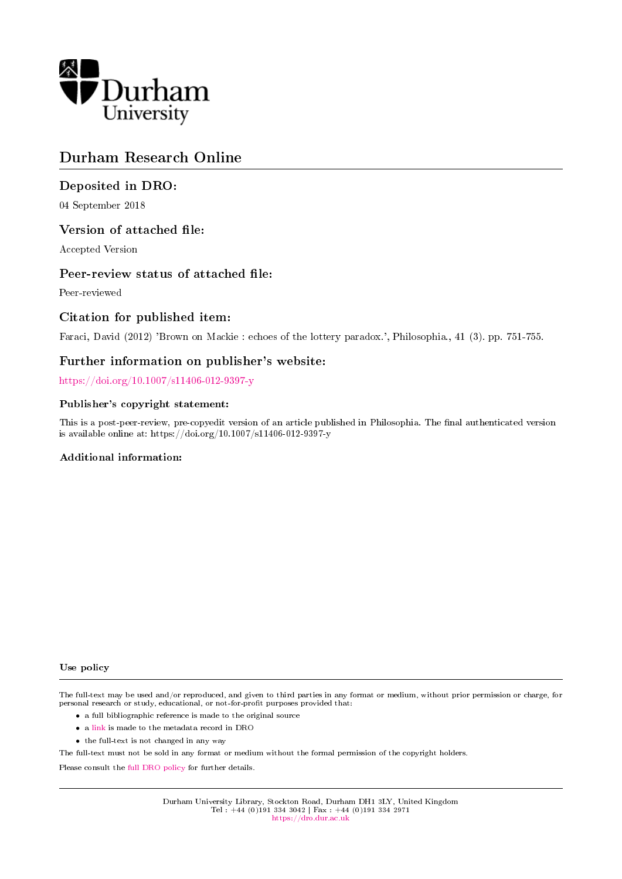Durham University

# Durham Research Online

## Deposited in DRO:

04 September 2018

## Version of attached file:

Accepted Version

## Peer-review status of attached file:

Peer-reviewed

## Citation for published item:

Faraci, David (2012) 'Brown on Mackie : echoes of the lottery paradox.', Philosophia., 41 (3). pp. 751-755.

## Further information on publisher's website:

https://doi.org/10.1007/s11406-012-9397-y

### Publisher's copyright statement:

This is a post-peer-review, pre-copyedit version of an article published in Philosophia. The final authenticated version is available online at: https://doi.org/10.1007/s11406-012-9397-y

### Additional information:

### Use policy

The full-text may be used and/or reproduced, and given to third parties in any format or medium, without prior permission or charge, for personal research or study, educational, or not-for-profit purposes provided that:

- a full bibliographic reference is made to the original source
- a link is made to the metadata record in DRO
- the full-text is not changed in any way

The full-text must not be sold in any format or medium without the formal permission of the copyright holders.

Please consult the full DRO policy for further details.

Durham University Library, Stockton Road, Durham DH1 3LY, United Kingdom
Tel : +44 (0)191 334 3042 | Fax : +44 (0)191 334 2971
https://dro.dur.ac.uk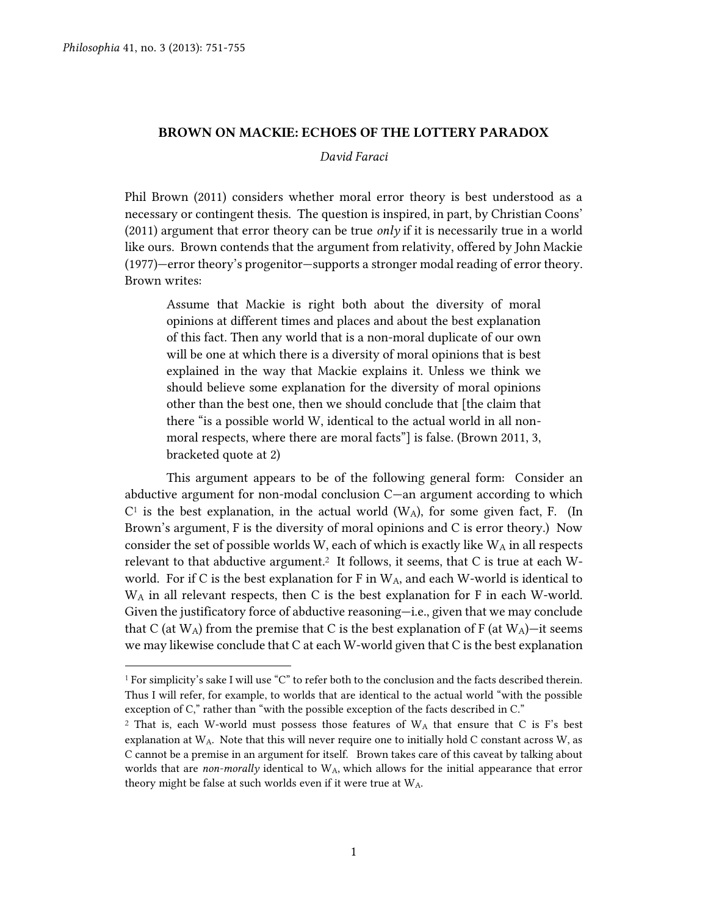Philosophia 41, no. 3 (2013): 751-755

## BROWN ON MACKIE: ECHOES OF THE LOTTERY PARADOX

*David Faraci*

Phil Brown (2011) considers whether moral error theory is best understood as a necessary or contingent thesis. The question is inspired, in part, by Christian Coons' (2011) argument that error theory can be true *only* if it is necessarily true in a world like ours. Brown contends that the argument from relativity, offered by John Mackie (1977)—error theory's progenitor—supports a stronger modal reading of error theory. Brown writes:

> Assume that Mackie is right both about the diversity of moral opinions at different times and places and about the best explanation of this fact. Then any world that is a non-moral duplicate of our own will be one at which there is a diversity of moral opinions that is best explained in the way that Mackie explains it. Unless we think we should believe some explanation for the diversity of moral opinions other than the best one, then we should conclude that [the claim that there "is a possible world W, identical to the actual world in all non-moral respects, where there are moral facts"] is false. (Brown 2011, 3, bracketed quote at 2)

This argument appears to be of the following general form: Consider an abductive argument for non-modal conclusion C—an argument according to which C[1] is the best explanation, in the actual world ($W_A$), for some given fact, F. (In Brown's argument, F is the diversity of moral opinions and C is error theory.) Now consider the set of possible worlds W, each of which is exactly like $W_A$ in all respects relevant to that abductive argument.[2] It follows, it seems, that C is true at each W-world. For if C is the best explanation for F in $W_A$, and each W-world is identical to $W_A$ in all relevant respects, then C is the best explanation for F in each W-world. Given the justificatory force of abductive reasoning—i.e., given that we may conclude that C (at $W_A$) from the premise that C is the best explanation of F (at $W_A$)—it seems we may likewise conclude that C at each W-world given that C is the best explanation

[1] For simplicity's sake I will use "C" to refer both to the conclusion and the facts described therein. Thus I will refer, for example, to worlds that are identical to the actual world "with the possible exception of C," rather than "with the possible exception of the facts described in C."

[2] That is, each W-world must possess those features of $W_A$ that ensure that C is F's best explanation at $W_A$. Note that this will never require one to initially hold C constant across W, as C cannot be a premise in an argument for itself. Brown takes care of this caveat by talking about worlds that are *non-morally* identical to $W_A$, which allows for the initial appearance that error theory might be false at such worlds even if it were true at $W_A$.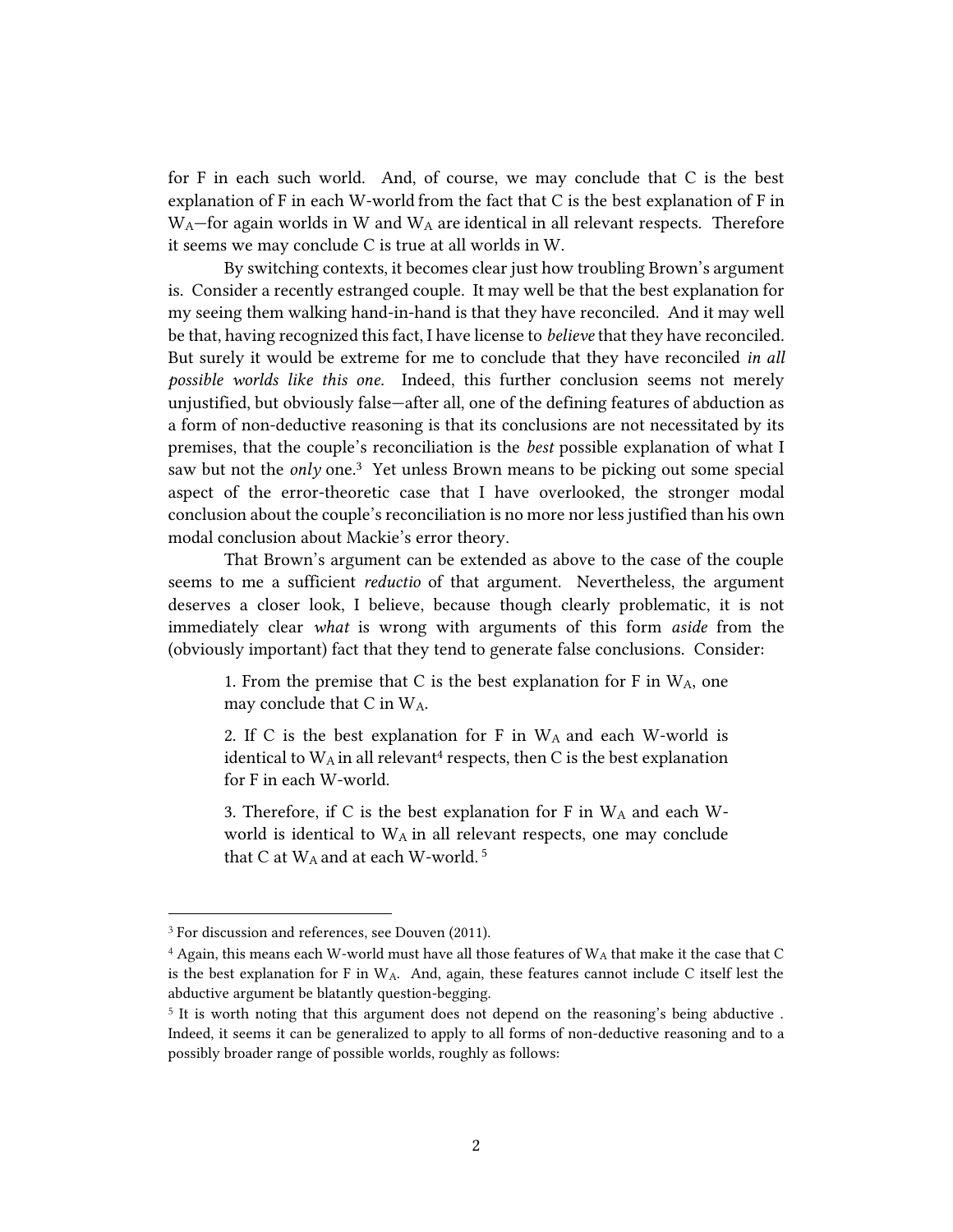for F in each such world. And, of course, we may conclude that C is the best explanation of F in each W-world from the fact that C is the best explanation of F in $W_A$—for again worlds in W and $W_A$ are identical in all relevant respects. Therefore it seems we may conclude C is true at all worlds in W.

By switching contexts, it becomes clear just how troubling Brown's argument is. Consider a recently estranged couple. It may well be that the best explanation for my seeing them walking hand-in-hand is that they have reconciled. And it may well be that, having recognized this fact, I have license to *believe* that they have reconciled. But surely it would be extreme for me to conclude that they have reconciled *in all possible worlds like this one*. Indeed, this further conclusion seems not merely unjustified, but obviously false—after all, one of the defining features of abduction as a form of non-deductive reasoning is that its conclusions are not necessitated by its premises, that the couple's reconciliation is the *best* possible explanation of what I saw but not the *only* one.[3] Yet unless Brown means to be picking out some special aspect of the error-theoretic case that I have overlooked, the stronger modal conclusion about the couple's reconciliation is no more nor less justified than his own modal conclusion about Mackie's error theory.

That Brown's argument can be extended as above to the case of the couple seems to me a sufficient *reductio* of that argument. Nevertheless, the argument deserves a closer look, I believe, because though clearly problematic, it is not immediately clear *what* is wrong with arguments of this form *aside* from the (obviously important) fact that they tend to generate false conclusions. Consider:

> 1. From the premise that C is the best explanation for F in $W_A$, one may conclude that C in $W_A$.
>
> 2. If C is the best explanation for F in $W_A$ and each W-world is identical to $W_A$ in all relevant[4] respects, then C is the best explanation for F in each W-world.
>
> 3. Therefore, if C is the best explanation for F in $W_A$ and each W-world is identical to $W_A$ in all relevant respects, one may conclude that C at $W_A$ and at each W-world.[5]

---

[3] For discussion and references, see Douven (2011).

[4] Again, this means each W-world must have all those features of $W_A$ that make it the case that C is the best explanation for F in $W_A$. And, again, these features cannot include C itself lest the abductive argument be blatantly question-begging.

[5] It is worth noting that this argument does not depend on the reasoning's being abductive . Indeed, it seems it can be generalized to apply to all forms of non-deductive reasoning and to a possibly broader range of possible worlds, roughly as follows: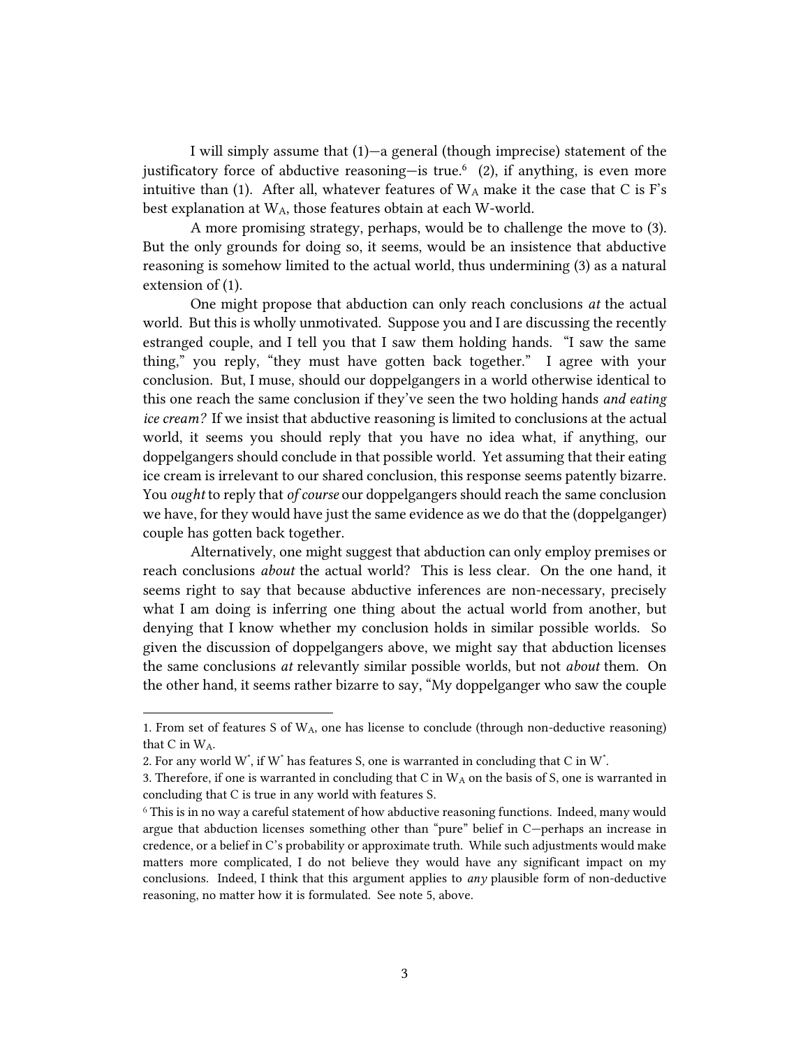I will simply assume that (1)—a general (though imprecise) statement of the justificatory force of abductive reasoning—is true.[6] (2), if anything, is even more intuitive than (1). After all, whatever features of $W_A$ make it the case that C is F's best explanation at $W_A$, those features obtain at each W-world.

A more promising strategy, perhaps, would be to challenge the move to (3). But the only grounds for doing so, it seems, would be an insistence that abductive reasoning is somehow limited to the actual world, thus undermining (3) as a natural extension of (1).

One might propose that abduction can only reach conclusions *at* the actual world. But this is wholly unmotivated. Suppose you and I are discussing the recently estranged couple, and I tell you that I saw them holding hands. "I saw the same thing," you reply, "they must have gotten back together." I agree with your conclusion. But, I muse, should our doppelgangers in a world otherwise identical to this one reach the same conclusion if they've seen the two holding hands *and eating ice cream?* If we insist that abductive reasoning is limited to conclusions at the actual world, it seems you should reply that you have no idea what, if anything, our doppelgangers should conclude in that possible world. Yet assuming that their eating ice cream is irrelevant to our shared conclusion, this response seems patently bizarre. You *ought* to reply that *of course* our doppelgangers should reach the same conclusion we have, for they would have just the same evidence as we do that the (doppelganger) couple has gotten back together.

Alternatively, one might suggest that abduction can only employ premises or reach conclusions *about* the actual world? This is less clear. On the one hand, it seems right to say that because abductive inferences are non-necessary, precisely what I am doing is inferring one thing about the actual world from another, but denying that I know whether my conclusion holds in similar possible worlds. So given the discussion of doppelgangers above, we might say that abduction licenses the same conclusions *at* relevantly similar possible worlds, but not *about* them. On the other hand, it seems rather bizarre to say, "My doppelganger who saw the couple

---

1. From set of features S of $W_A$, one has license to conclude (through non-deductive reasoning) that C in $W_A$.

2. For any world $W^*$, if $W^*$ has features S, one is warranted in concluding that C in $W^*$.

3. Therefore, if one is warranted in concluding that C in $W_A$ on the basis of S, one is warranted in concluding that C is true in any world with features S.

[6] This is in no way a careful statement of how abductive reasoning functions. Indeed, many would argue that abduction licenses something other than "pure" belief in C—perhaps an increase in credence, or a belief in C's probability or approximate truth. While such adjustments would make matters more complicated, I do not believe they would have any significant impact on my conclusions. Indeed, I think that this argument applies to *any* plausible form of non-deductive reasoning, no matter how it is formulated. See note 5, above.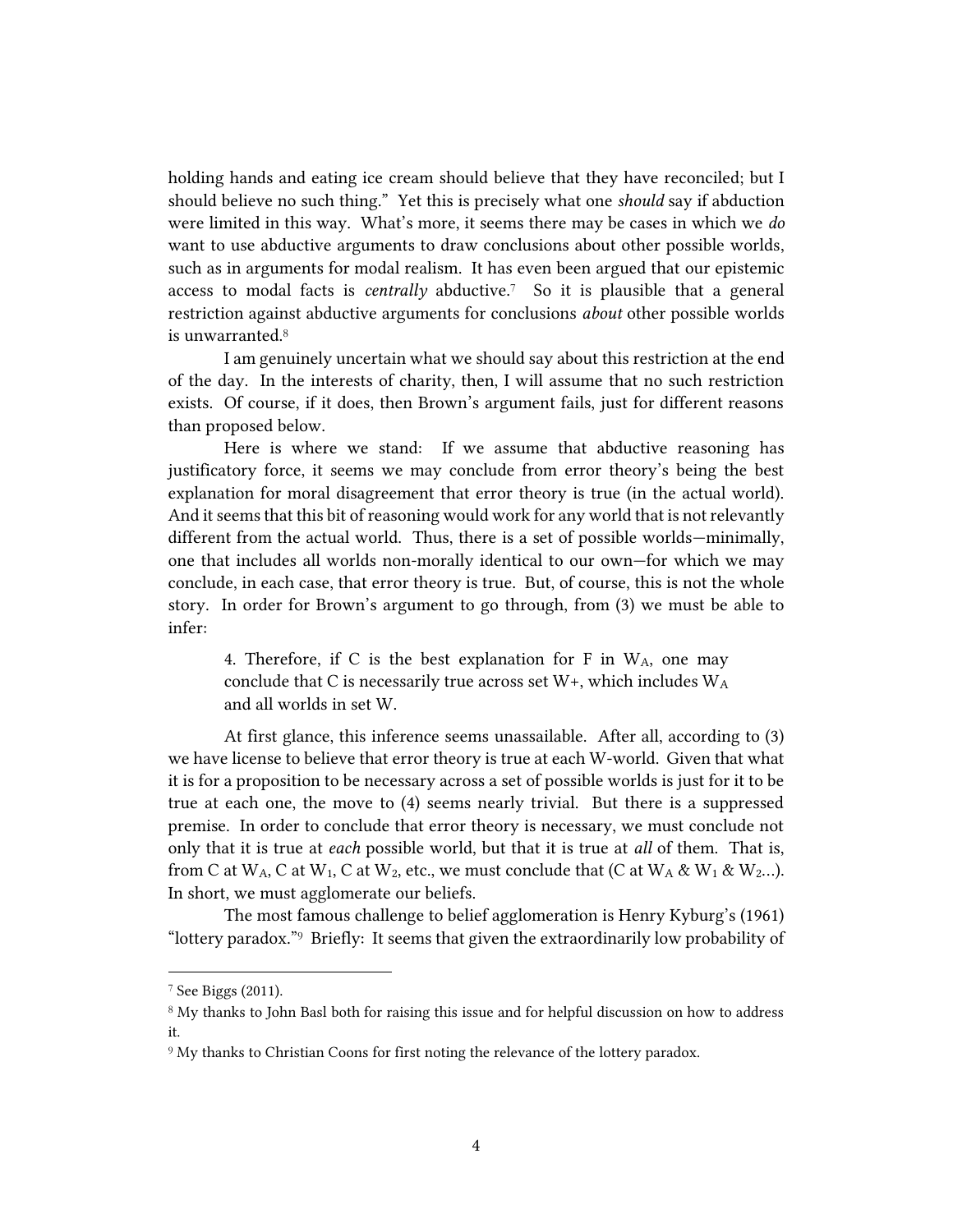holding hands and eating ice cream should believe that they have reconciled; but I should believe no such thing." Yet this is precisely what one *should* say if abduction were limited in this way. What's more, it seems there may be cases in which we *do* want to use abductive arguments to draw conclusions about other possible worlds, such as in arguments for modal realism. It has even been argued that our epistemic access to modal facts is *centrally* abductive.[7] So it is plausible that a general restriction against abductive arguments for conclusions *about* other possible worlds is unwarranted.[8]

I am genuinely uncertain what we should say about this restriction at the end of the day. In the interests of charity, then, I will assume that no such restriction exists. Of course, if it does, then Brown's argument fails, just for different reasons than proposed below.

Here is where we stand: If we assume that abductive reasoning has justificatory force, it seems we may conclude from error theory's being the best explanation for moral disagreement that error theory is true (in the actual world). And it seems that this bit of reasoning would work for any world that is not relevantly different from the actual world. Thus, there is a set of possible worlds—minimally, one that includes all worlds non-morally identical to our own—for which we may conclude, in each case, that error theory is true. But, of course, this is not the whole story. In order for Brown's argument to go through, from (3) we must be able to infer:

> 4. Therefore, if C is the best explanation for F in $W_A$, one may conclude that C is necessarily true across set W+, which includes $W_A$ and all worlds in set W.

At first glance, this inference seems unassailable. After all, according to (3) we have license to believe that error theory is true at each W-world. Given that what it is for a proposition to be necessary across a set of possible worlds is just for it to be true at each one, the move to (4) seems nearly trivial. But there is a suppressed premise. In order to conclude that error theory is necessary, we must conclude not only that it is true at *each* possible world, but that it is true at *all* of them. That is, from C at $W_A$, C at $W_1$, C at $W_2$, etc., we must conclude that (C at $W_A$ & $W_1$ & $W_2$...). In short, we must agglomerate our beliefs.

The most famous challenge to belief agglomeration is Henry Kyburg's (1961) "lottery paradox."[9] Briefly: It seems that given the extraordinarily low probability of

---

[7] See Biggs (2011).

[8] My thanks to John Basl both for raising this issue and for helpful discussion on how to address it.

[9] My thanks to Christian Coons for first noting the relevance of the lottery paradox.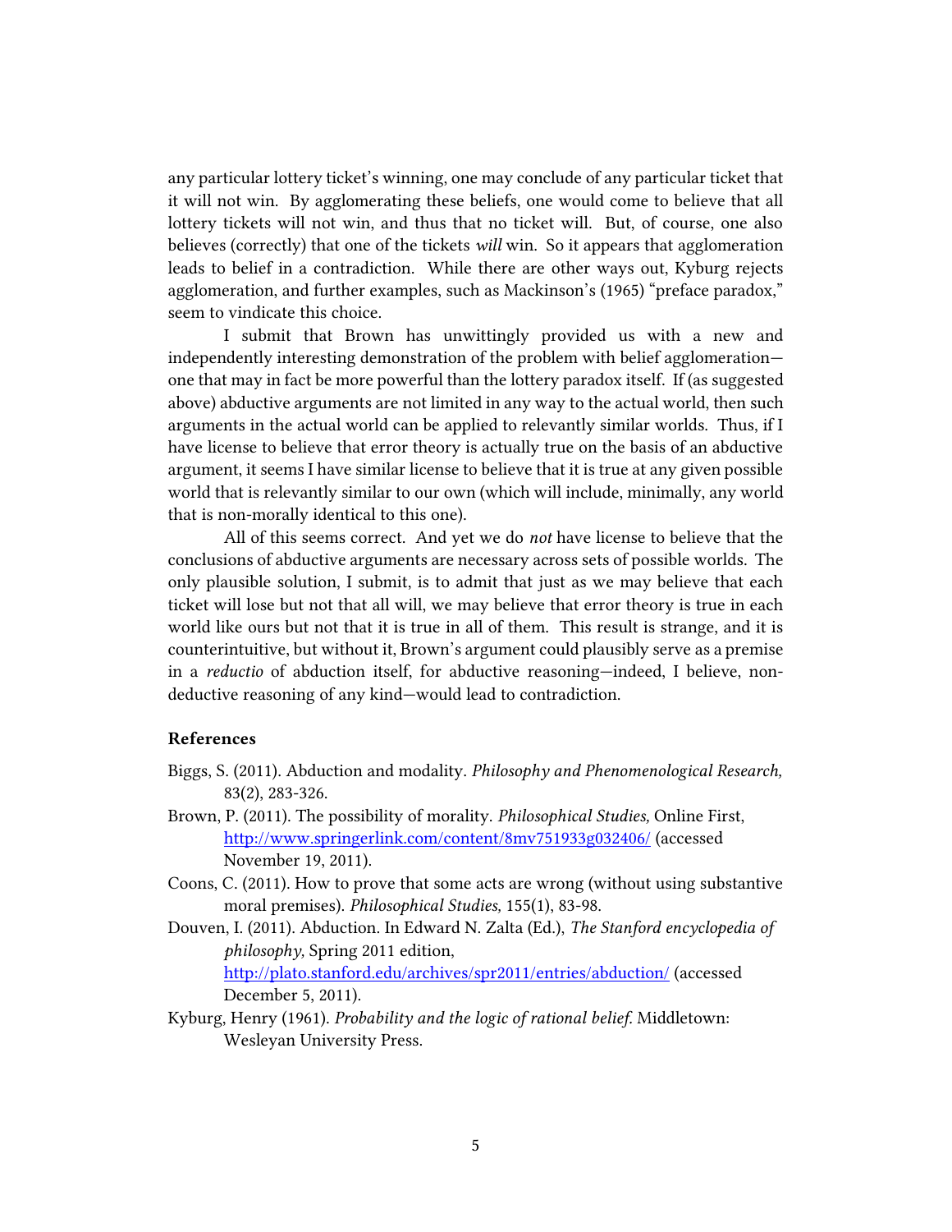any particular lottery ticket's winning, one may conclude of any particular ticket that it will not win. By agglomerating these beliefs, one would come to believe that all lottery tickets will not win, and thus that no ticket will. But, of course, one also believes (correctly) that one of the tickets *will* win. So it appears that agglomeration leads to belief in a contradiction. While there are other ways out, Kyburg rejects agglomeration, and further examples, such as Mackinson's (1965) "preface paradox," seem to vindicate this choice.

I submit that Brown has unwittingly provided us with a new and independently interesting demonstration of the problem with belief agglomeration—one that may in fact be more powerful than the lottery paradox itself. If (as suggested above) abductive arguments are not limited in any way to the actual world, then such arguments in the actual world can be applied to relevantly similar worlds. Thus, if I have license to believe that error theory is actually true on the basis of an abductive argument, it seems I have similar license to believe that it is true at any given possible world that is relevantly similar to our own (which will include, minimally, any world that is non-morally identical to this one).

All of this seems correct. And yet we do *not* have license to believe that the conclusions of abductive arguments are necessary across sets of possible worlds. The only plausible solution, I submit, is to admit that just as we may believe that each ticket will lose but not that all will, we may believe that error theory is true in each world like ours but not that it is true in all of them. This result is strange, and it is counterintuitive, but without it, Brown's argument could plausibly serve as a premise in a *reductio* of abduction itself, for abductive reasoning—indeed, I believe, non-deductive reasoning of any kind—would lead to contradiction.

### References

Biggs, S. (2011). Abduction and modality. *Philosophy and Phenomenological Research,* 83(2), 283-326.

Brown, P. (2011). The possibility of morality. *Philosophical Studies,* Online First, http://www.springerlink.com/content/8mv751933g032406/ (accessed November 19, 2011).

Coons, C. (2011). How to prove that some acts are wrong (without using substantive moral premises). *Philosophical Studies,* 155(1), 83-98.

Douven, I. (2011). Abduction. In Edward N. Zalta (Ed.), *The Stanford encyclopedia of philosophy,* Spring 2011 edition, http://plato.stanford.edu/archives/spr2011/entries/abduction/ (accessed December 5, 2011).

Kyburg, Henry (1961). *Probability and the logic of rational belief.* Middletown: Wesleyan University Press.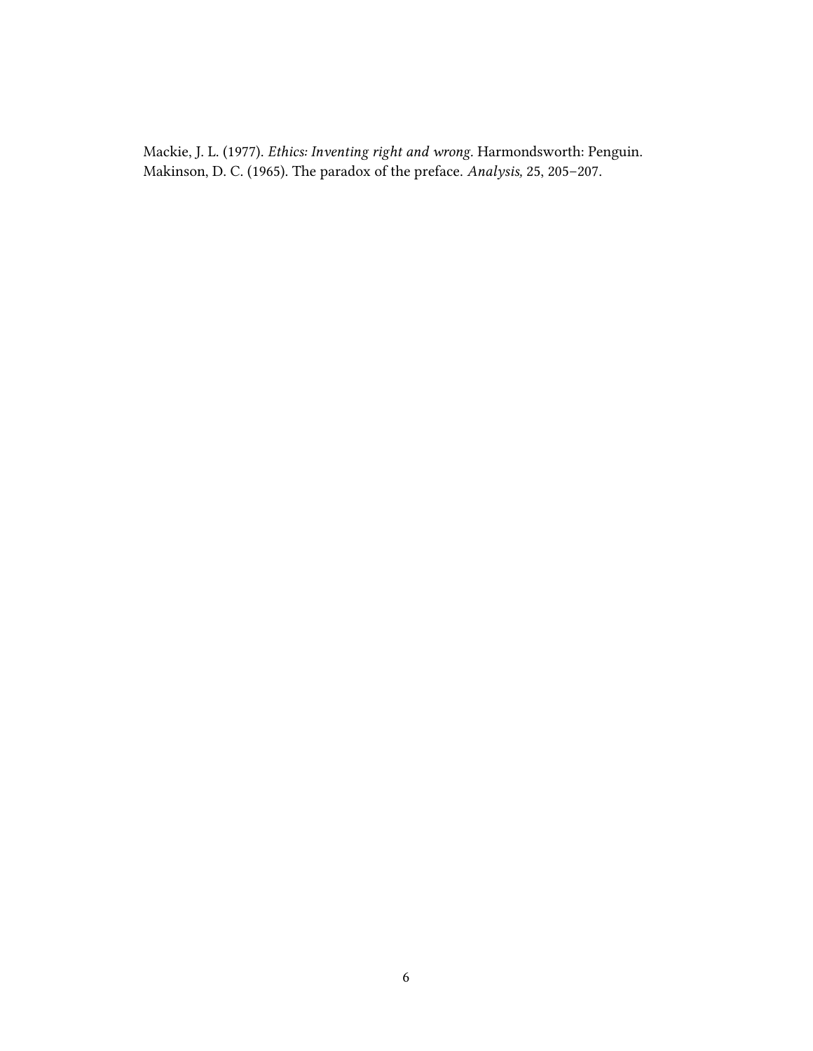Mackie, J. L. (1977). *Ethics: Inventing right and wrong*. Harmondsworth: Penguin.

Makinson, D. C. (1965). The paradox of the preface. *Analysis*, 25, 205–207.